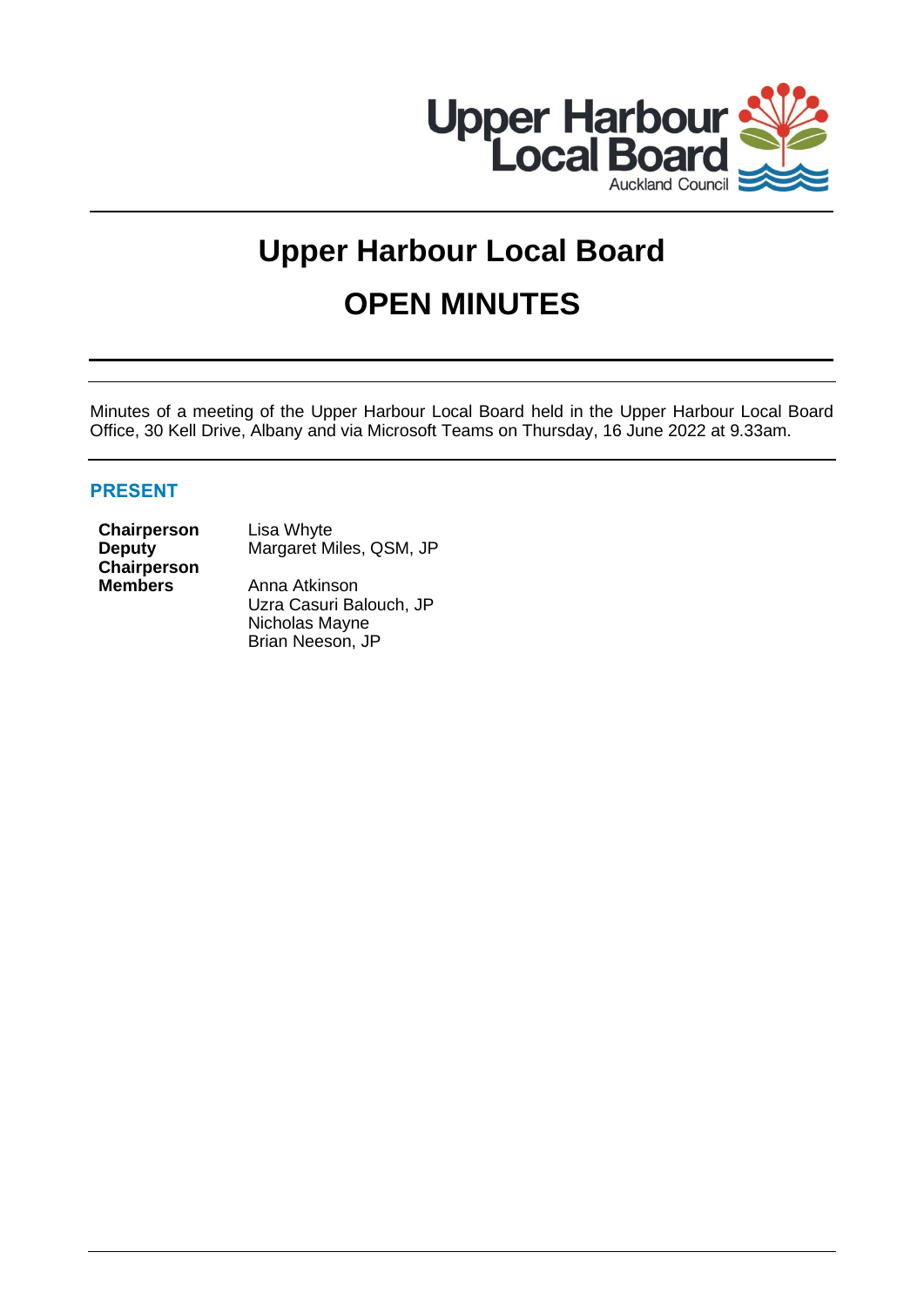# Upper Harbour Local Board

# OPEN MINUTES

Minutes of a meeting of the Upper Harbour Local Board held in the Upper Harbour Local Board Office, 30 Kell Drive, Albany and via Microsoft Teams on Thursday, 16 June 2022 at 9.33am.

## PRESENT

| | |
|---|---|
| **Chairperson** | Lisa Whyte |
| **Deputy Chairperson** | Margaret Miles, QSM, JP |
| **Members** | Anna Atkinson |
| | Uzra Casuri Balouch, JP |
| | Nicholas Mayne |
| | Brian Neeson, JP |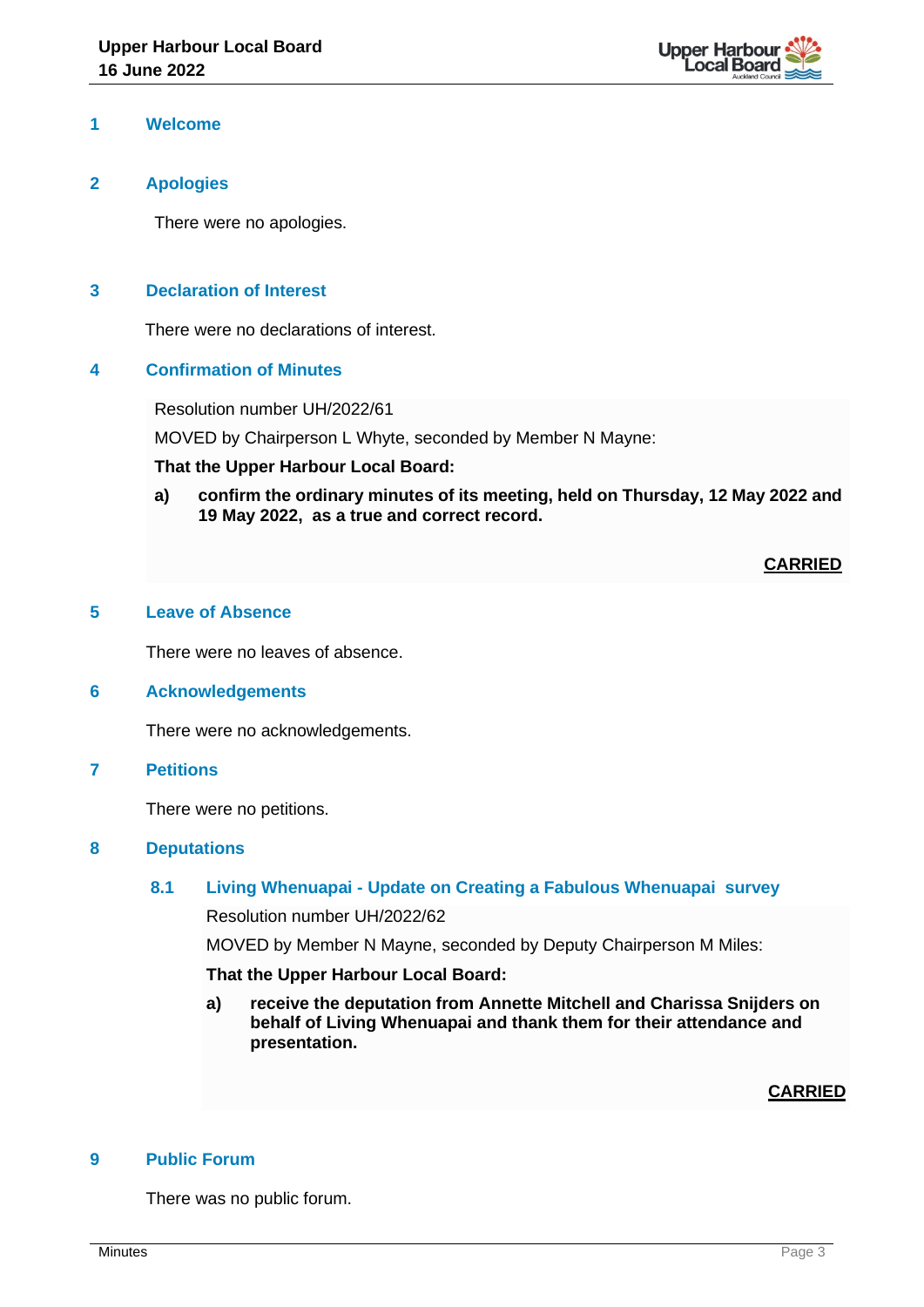## 1 Welcome

## 2 Apologies

There were no apologies.

## 3 Declaration of Interest

There were no declarations of interest.

## 4 Confirmation of Minutes

Resolution number UH/2022/61

MOVED by Chairperson L Whyte, seconded by Member N Mayne:

**That the Upper Harbour Local Board:**

**a) confirm the ordinary minutes of its meeting, held on Thursday, 12 May 2022 and 19 May 2022, as a true and correct record.**

**CARRIED**

## 5 Leave of Absence

There were no leaves of absence.

## 6 Acknowledgements

There were no acknowledgements.

## 7 Petitions

There were no petitions.

## 8 Deputations

### 8.1 Living Whenuapai - Update on Creating a Fabulous Whenuapai survey

Resolution number UH/2022/62

MOVED by Member N Mayne, seconded by Deputy Chairperson M Miles:

**That the Upper Harbour Local Board:**

**a) receive the deputation from Annette Mitchell and Charissa Snijders on behalf of Living Whenuapai and thank them for their attendance and presentation.**

**CARRIED**

## 9 Public Forum

There was no public forum.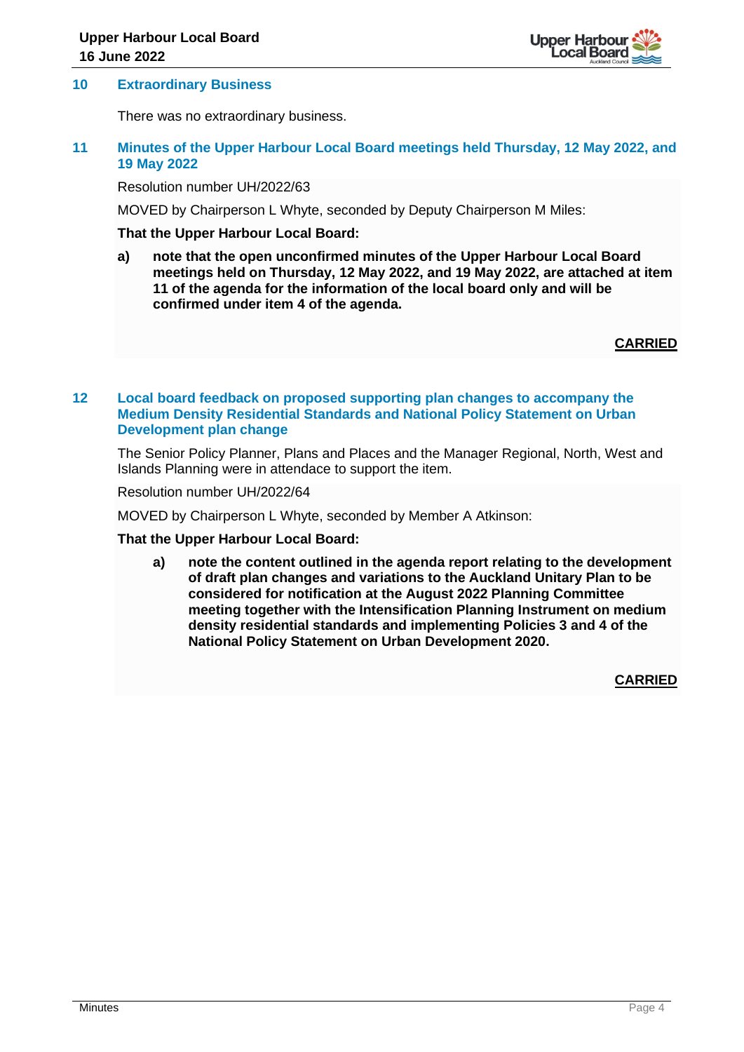## 10 Extraordinary Business

There was no extraordinary business.

## 11 Minutes of the Upper Harbour Local Board meetings held Thursday, 12 May 2022, and 19 May 2022

Resolution number UH/2022/63

MOVED by Chairperson L Whyte, seconded by Deputy Chairperson M Miles:

**That the Upper Harbour Local Board:**

**a) note that the open unconfirmed minutes of the Upper Harbour Local Board meetings held on Thursday, 12 May 2022, and 19 May 2022, are attached at item 11 of the agenda for the information of the local board only and will be confirmed under item 4 of the agenda.**

**CARRIED**

## 12 Local board feedback on proposed supporting plan changes to accompany the Medium Density Residential Standards and National Policy Statement on Urban Development plan change

The Senior Policy Planner, Plans and Places and the Manager Regional, North, West and Islands Planning were in attedance to support the item.

Resolution number UH/2022/64

MOVED by Chairperson L Whyte, seconded by Member A Atkinson:

**That the Upper Harbour Local Board:**

**a) note the content outlined in the agenda report relating to the development of draft plan changes and variations to the Auckland Unitary Plan to be considered for notification at the August 2022 Planning Committee meeting together with the Intensification Planning Instrument on medium density residential standards and implementing Policies 3 and 4 of the National Policy Statement on Urban Development 2020.**

**CARRIED**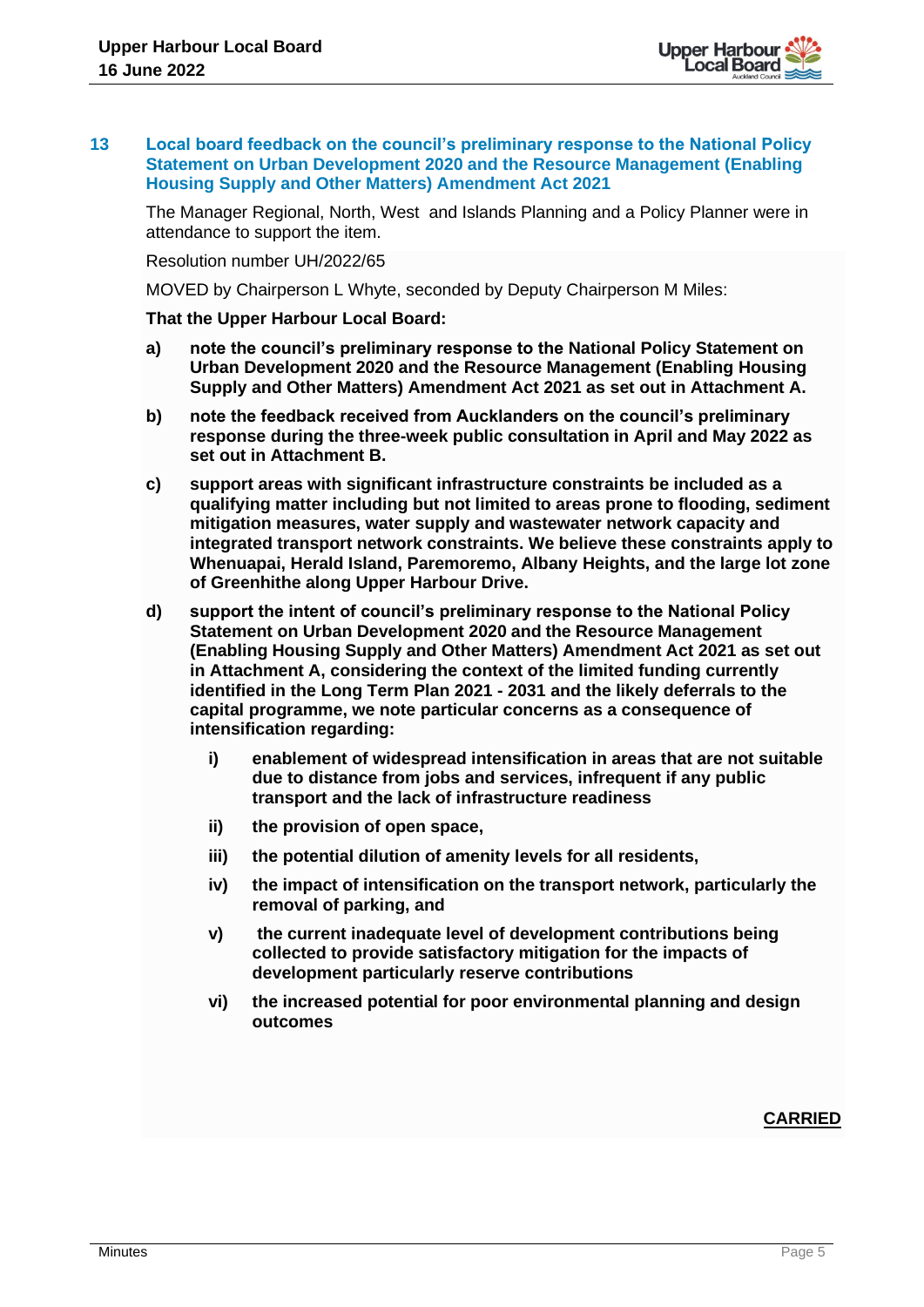## 13 Local board feedback on the council's preliminary response to the National Policy Statement on Urban Development 2020 and the Resource Management (Enabling Housing Supply and Other Matters) Amendment Act 2021

The Manager Regional, North, West and Islands Planning and a Policy Planner were in attendance to support the item.

Resolution number UH/2022/65

MOVED by Chairperson L Whyte, seconded by Deputy Chairperson M Miles:

**That the Upper Harbour Local Board:**

**a) note the council's preliminary response to the National Policy Statement on Urban Development 2020 and the Resource Management (Enabling Housing Supply and Other Matters) Amendment Act 2021 as set out in Attachment A.**

**b) note the feedback received from Aucklanders on the council's preliminary response during the three-week public consultation in April and May 2022 as set out in Attachment B.**

**c) support areas with significant infrastructure constraints be included as a qualifying matter including but not limited to areas prone to flooding, sediment mitigation measures, water supply and wastewater network capacity and integrated transport network constraints. We believe these constraints apply to Whenuapai, Herald Island, Paremoremo, Albany Heights, and the large lot zone of Greenhithe along Upper Harbour Drive.**

**d) support the intent of council's preliminary response to the National Policy Statement on Urban Development 2020 and the Resource Management (Enabling Housing Supply and Other Matters) Amendment Act 2021 as set out in Attachment A, considering the context of the limited funding currently identified in the Long Term Plan 2021 - 2031 and the likely deferrals to the capital programme, we note particular concerns as a consequence of intensification regarding:**

**i) enablement of widespread intensification in areas that are not suitable due to distance from jobs and services, infrequent if any public transport and the lack of infrastructure readiness**

**ii) the provision of open space,**

**iii) the potential dilution of amenity levels for all residents,**

**iv) the impact of intensification on the transport network, particularly the removal of parking, and**

**v) the current inadequate level of development contributions being collected to provide satisfactory mitigation for the impacts of development particularly reserve contributions**

**vi) the increased potential for poor environmental planning and design outcomes**

**CARRIED**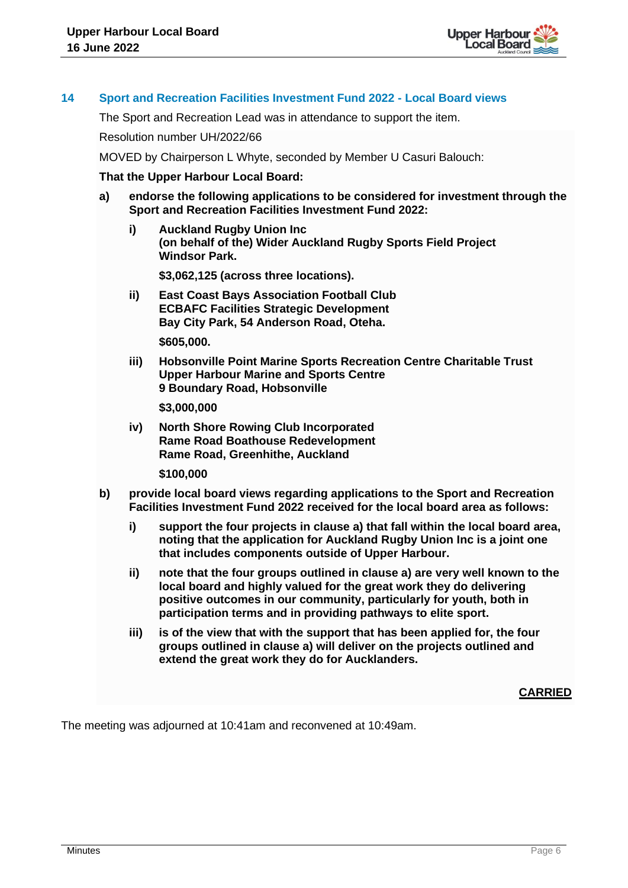## 14 Sport and Recreation Facilities Investment Fund 2022 - Local Board views

The Sport and Recreation Lead was in attendance to support the item.

Resolution number UH/2022/66

MOVED by Chairperson L Whyte, seconded by Member U Casuri Balouch:

**That the Upper Harbour Local Board:**

**a) endorse the following applications to be considered for investment through the Sport and Recreation Facilities Investment Fund 2022:**

**i) Auckland Rugby Union Inc**
**(on behalf of the) Wider Auckland Rugby Sports Field Project**
**Windsor Park.**

**$3,062,125 (across three locations).**

**ii) East Coast Bays Association Football Club**
**ECBAFC Facilities Strategic Development**
**Bay City Park, 54 Anderson Road, Oteha.**

**$605,000.**

**iii) Hobsonville Point Marine Sports Recreation Centre Charitable Trust**
**Upper Harbour Marine and Sports Centre**
**9 Boundary Road, Hobsonville**

**$3,000,000**

**iv) North Shore Rowing Club Incorporated**
**Rame Road Boathouse Redevelopment**
**Rame Road, Greenhithe, Auckland**

**$100,000**

**b) provide local board views regarding applications to the Sport and Recreation Facilities Investment Fund 2022 received for the local board area as follows:**

**i) support the four projects in clause a) that fall within the local board area, noting that the application for Auckland Rugby Union Inc is a joint one that includes components outside of Upper Harbour.**

**ii) note that the four groups outlined in clause a) are very well known to the local board and highly valued for the great work they do delivering positive outcomes in our community, particularly for youth, both in participation terms and in providing pathways to elite sport.**

**iii) is of the view that with the support that has been applied for, the four groups outlined in clause a) will deliver on the projects outlined and extend the great work they do for Aucklanders.**

**CARRIED**

The meeting was adjourned at 10:41am and reconvened at 10:49am.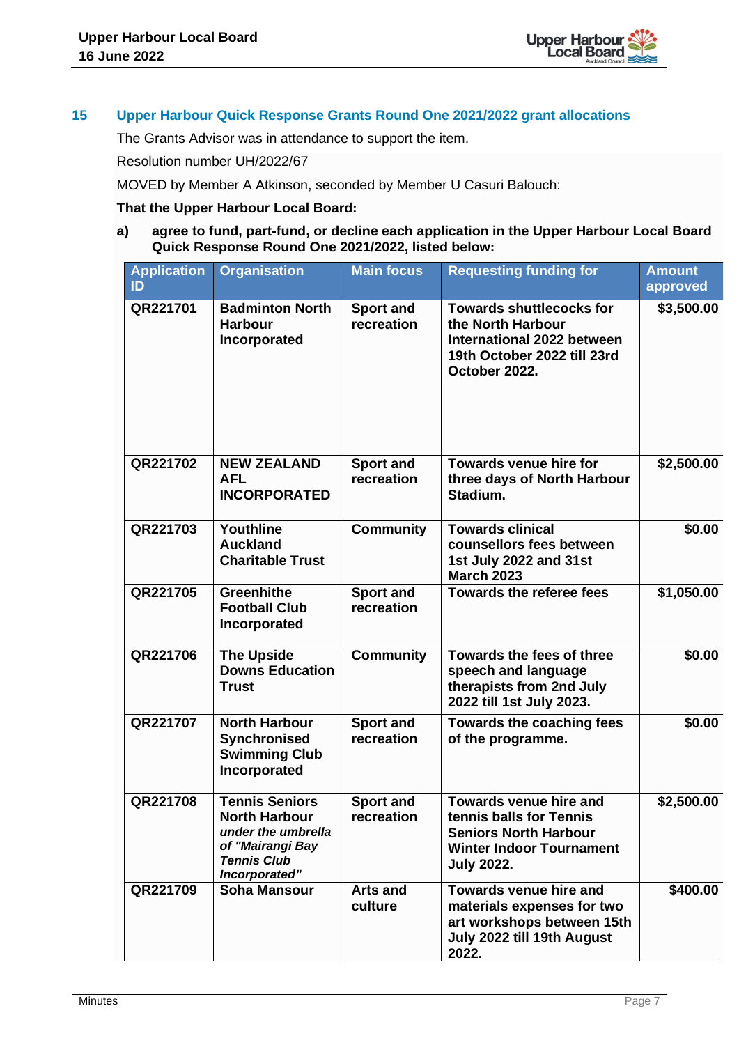## 15 Upper Harbour Quick Response Grants Round One 2021/2022 grant allocations

The Grants Advisor was in attendance to support the item.

Resolution number UH/2022/67

MOVED by Member A Atkinson, seconded by Member U Casuri Balouch:

**That the Upper Harbour Local Board:**

**a) agree to fund, part-fund, or decline each application in the Upper Harbour Local Board Quick Response Round One 2021/2022, listed below:**

| Application ID | Organisation | Main focus | Requesting funding for | Amount approved |
|---|---|---|---|---|
| **QR221701** | **Badminton North Harbour Incorporated** | **Sport and recreation** | **Towards shuttlecocks for the North Harbour International 2022 between 19th October 2022 till 23rd October 2022.** | **$3,500.00** |
| **QR221702** | **NEW ZEALAND AFL INCORPORATED** | **Sport and recreation** | **Towards venue hire for three days of North Harbour Stadium.** | **$2,500.00** |
| **QR221703** | **Youthline Auckland Charitable Trust** | **Community** | **Towards clinical counsellors fees between 1st July 2022 and 31st March 2023** | **$0.00** |
| **QR221705** | **Greenhithe Football Club Incorporated** | **Sport and recreation** | **Towards the referee fees** | **$1,050.00** |
| **QR221706** | **The Upside Downs Education Trust** | **Community** | **Towards the fees of three speech and language therapists from 2nd July 2022 till 1st July 2023.** | **$0.00** |
| **QR221707** | **North Harbour Synchronised Swimming Club Incorporated** | **Sport and recreation** | **Towards the coaching fees of the programme.** | **$0.00** |
| **QR221708** | **Tennis Seniors North Harbour** ***under the umbrella of "Mairangi Bay Tennis Club Incorporated"*** | **Sport and recreation** | **Towards venue hire and tennis balls for Tennis Seniors North Harbour Winter Indoor Tournament July 2022.** | **$2,500.00** |
| **QR221709** | **Soha Mansour** | **Arts and culture** | **Towards venue hire and materials expenses for two art workshops between 15th July 2022 till 19th August 2022.** | **$400.00** |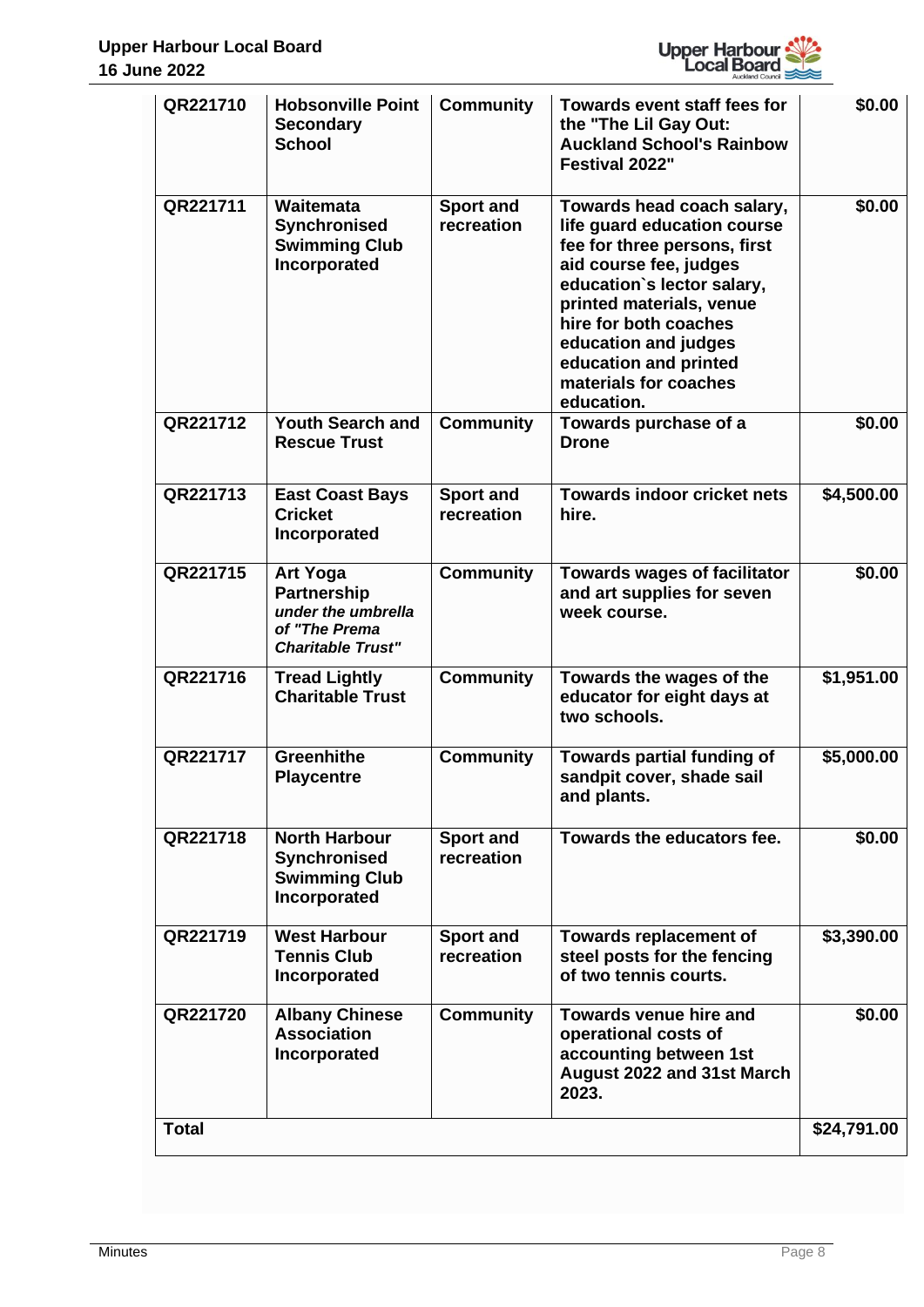| | | | | |
|---|---|---|---|---|
| **QR221710** | **Hobsonville Point Secondary School** | **Community** | **Towards event staff fees for the "The Lil Gay Out: Auckland School's Rainbow Festival 2022"** | **$0.00** |
| **QR221711** | **Waitemata Synchronised Swimming Club Incorporated** | **Sport and recreation** | **Towards head coach salary, life guard education course fee for three persons, first aid course fee, judges education`s lector salary, printed materials, venue hire for both coaches education and judges education and printed materials for coaches education.** | **$0.00** |
| **QR221712** | **Youth Search and Rescue Trust** | **Community** | **Towards purchase of a Drone** | **$0.00** |
| **QR221713** | **East Coast Bays Cricket Incorporated** | **Sport and recreation** | **Towards indoor cricket nets hire.** | **$4,500.00** |
| **QR221715** | **Art Yoga Partnership** ***under the umbrella of "The Prema Charitable Trust"*** | **Community** | **Towards wages of facilitator and art supplies for seven week course.** | **$0.00** |
| **QR221716** | **Tread Lightly Charitable Trust** | **Community** | **Towards the wages of the educator for eight days at two schools.** | **$1,951.00** |
| **QR221717** | **Greenhithe Playcentre** | **Community** | **Towards partial funding of sandpit cover, shade sail and plants.** | **$5,000.00** |
| **QR221718** | **North Harbour Synchronised Swimming Club Incorporated** | **Sport and recreation** | **Towards the educators fee.** | **$0.00** |
| **QR221719** | **West Harbour Tennis Club Incorporated** | **Sport and recreation** | **Towards replacement of steel posts for the fencing of two tennis courts.** | **$3,390.00** |
| **QR221720** | **Albany Chinese Association Incorporated** | **Community** | **Towards venue hire and operational costs of accounting between 1st August 2022 and 31st March 2023.** | **$0.00** |
| **Total** | | | | **$24,791.00** |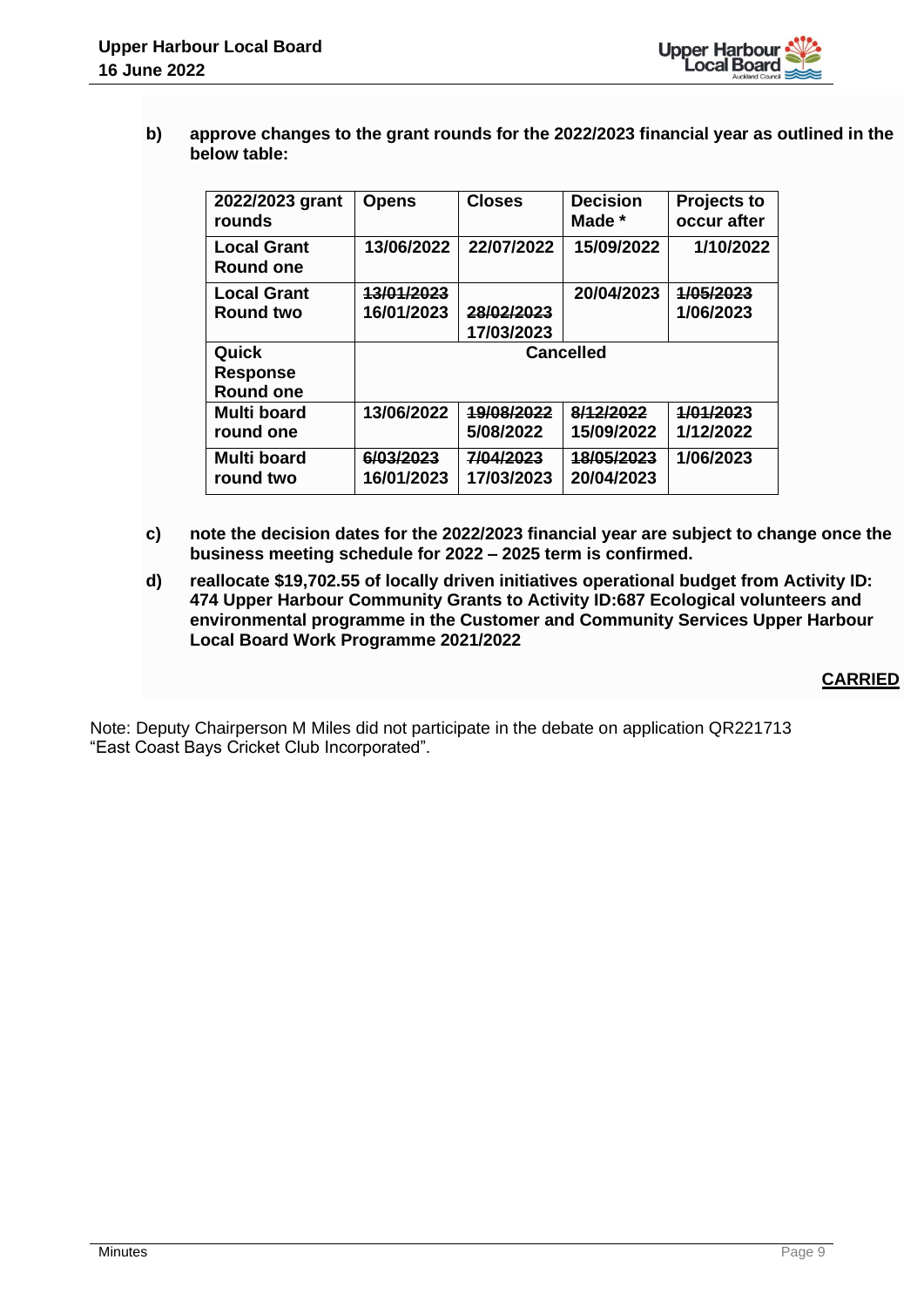b) **approve changes to the grant rounds for the 2022/2023 financial year as outlined in the below table:**

| 2022/2023 grant rounds | Opens | Closes | Decision Made * | Projects to occur after |
|---|---|---|---|---|
| **Local Grant Round one** | **13/06/2022** | **22/07/2022** | **15/09/2022** | **1/10/2022** |
| **Local Grant Round two** | ~~13/01/2023~~ **16/01/2023** | ~~28/02/2023~~ **17/03/2023** | **20/04/2023** | ~~1/05/2023~~ **1/06/2023** |
| **Quick Response Round one** | **Cancelled** | | | |
| **Multi board round one** | **13/06/2022** | ~~19/08/2022~~ **5/08/2022** | ~~8/12/2022~~ **15/09/2022** | ~~1/01/2023~~ **1/12/2022** |
| **Multi board round two** | ~~6/03/2023~~ **16/01/2023** | ~~7/04/2023~~ **17/03/2023** | ~~18/05/2023~~ **20/04/2023** | **1/06/2023** |

c) **note the decision dates for the 2022/2023 financial year are subject to change once the business meeting schedule for 2022 – 2025 term is confirmed.**

d) **reallocate $19,702.55 of locally driven initiatives operational budget from Activity ID: 474 Upper Harbour Community Grants to Activity ID:687 Ecological volunteers and environmental programme in the Customer and Community Services Upper Harbour Local Board Work Programme 2021/2022**

**CARRIED**

Note: Deputy Chairperson M Miles did not participate in the debate on application QR221713 "East Coast Bays Cricket Club Incorporated".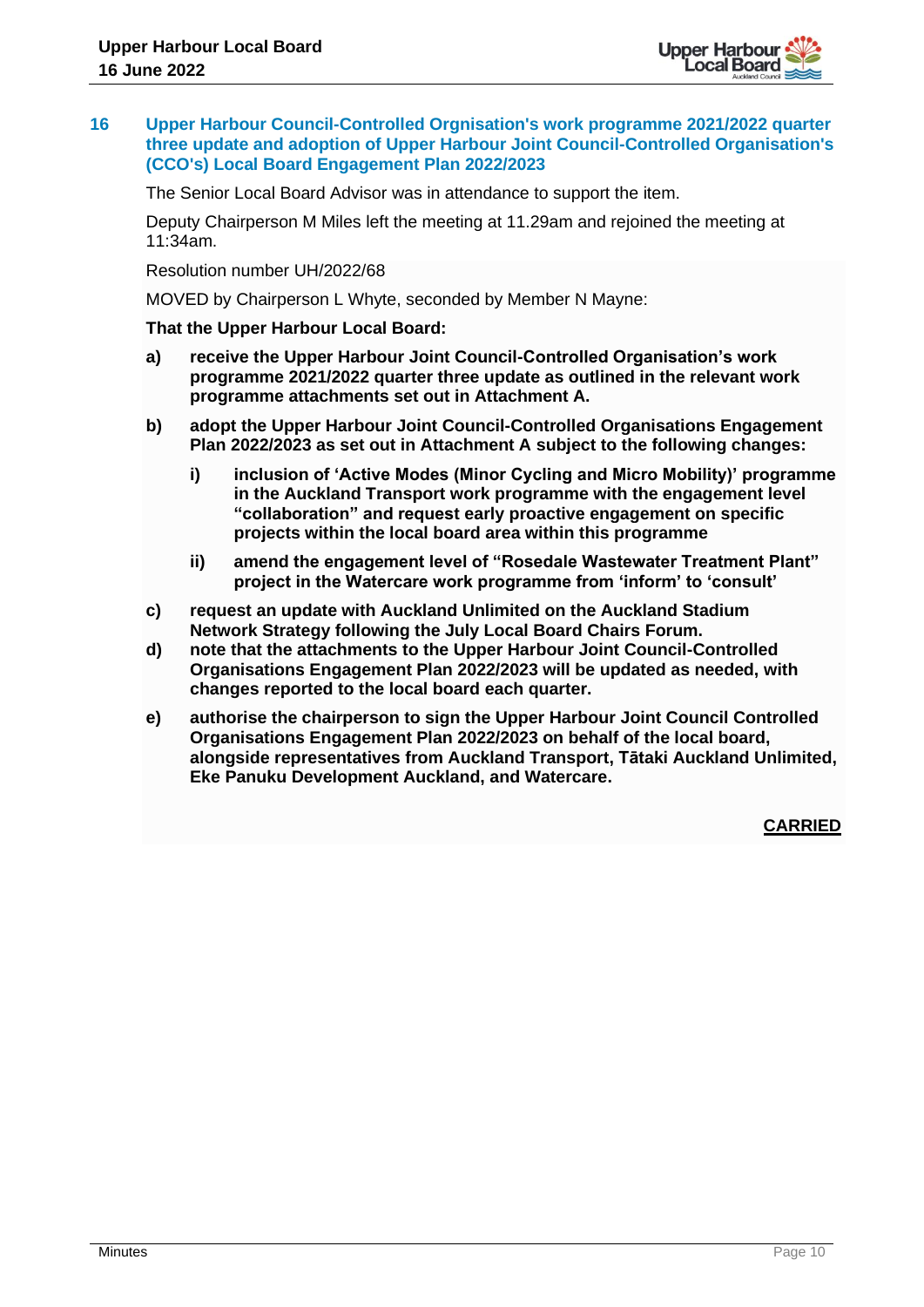## 16 Upper Harbour Council-Controlled Orgnisation's work programme 2021/2022 quarter three update and adoption of Upper Harbour Joint Council-Controlled Organisation's (CCO's) Local Board Engagement Plan 2022/2023

The Senior Local Board Advisor was in attendance to support the item.

Deputy Chairperson M Miles left the meeting at 11.29am and rejoined the meeting at 11:34am.

Resolution number UH/2022/68

MOVED by Chairperson L Whyte, seconded by Member N Mayne:

**That the Upper Harbour Local Board:**

**a) receive the Upper Harbour Joint Council-Controlled Organisation's work programme 2021/2022 quarter three update as outlined in the relevant work programme attachments set out in Attachment A.**

**b) adopt the Upper Harbour Joint Council-Controlled Organisations Engagement Plan 2022/2023 as set out in Attachment A subject to the following changes:**

**i) inclusion of 'Active Modes (Minor Cycling and Micro Mobility)' programme in the Auckland Transport work programme with the engagement level "collaboration" and request early proactive engagement on specific projects within the local board area within this programme**

**ii) amend the engagement level of "Rosedale Wastewater Treatment Plant" project in the Watercare work programme from 'inform' to 'consult'**

**c) request an update with Auckland Unlimited on the Auckland Stadium Network Strategy following the July Local Board Chairs Forum.**

**d) note that the attachments to the Upper Harbour Joint Council-Controlled Organisations Engagement Plan 2022/2023 will be updated as needed, with changes reported to the local board each quarter.**

**e) authorise the chairperson to sign the Upper Harbour Joint Council Controlled Organisations Engagement Plan 2022/2023 on behalf of the local board, alongside representatives from Auckland Transport, Tātaki Auckland Unlimited, Eke Panuku Development Auckland, and Watercare.**

**CARRIED**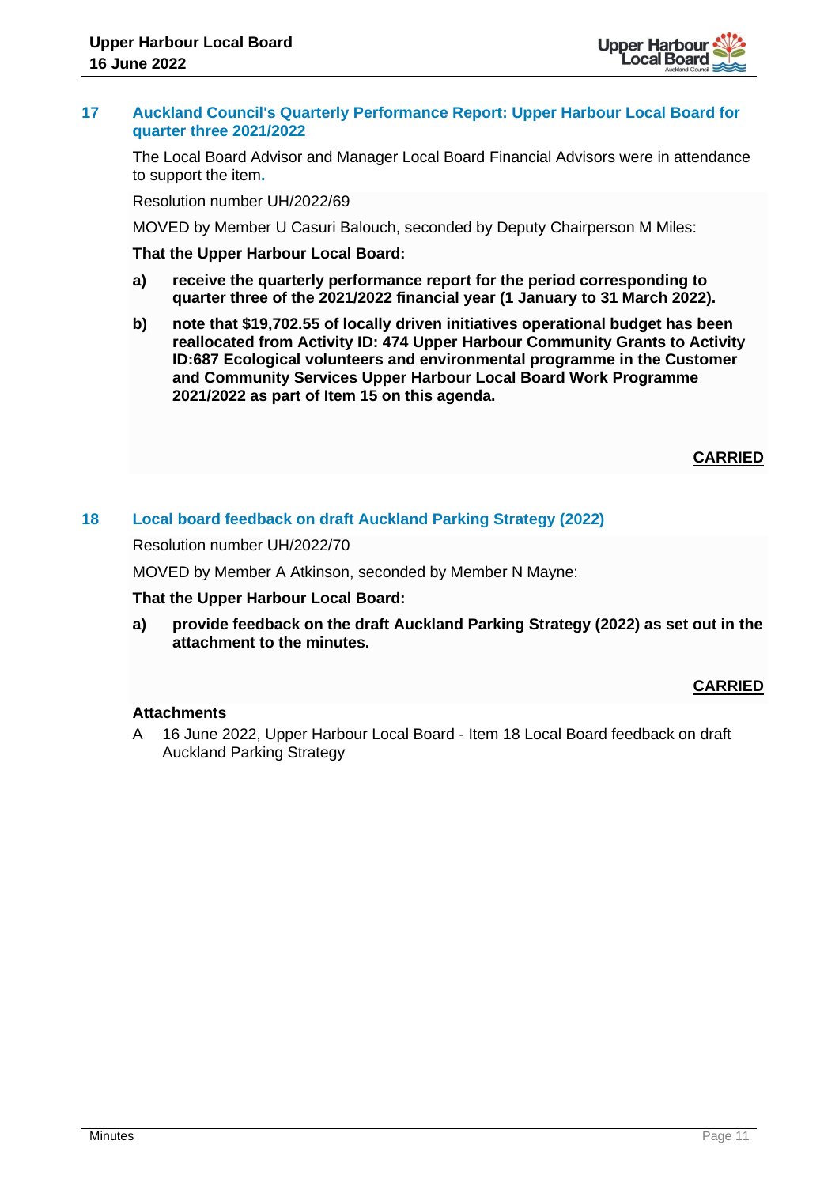## 17 Auckland Council's Quarterly Performance Report: Upper Harbour Local Board for quarter three 2021/2022

The Local Board Advisor and Manager Local Board Financial Advisors were in attendance to support the item.

Resolution number UH/2022/69

MOVED by Member U Casuri Balouch, seconded by Deputy Chairperson M Miles:

**That the Upper Harbour Local Board:**

**a) receive the quarterly performance report for the period corresponding to quarter three of the 2021/2022 financial year (1 January to 31 March 2022).**

**b) note that $19,702.55 of locally driven initiatives operational budget has been reallocated from Activity ID: 474 Upper Harbour Community Grants to Activity ID:687 Ecological volunteers and environmental programme in the Customer and Community Services Upper Harbour Local Board Work Programme 2021/2022 as part of Item 15 on this agenda.**

**CARRIED**

## 18 Local board feedback on draft Auckland Parking Strategy (2022)

Resolution number UH/2022/70

MOVED by Member A Atkinson, seconded by Member N Mayne:

**That the Upper Harbour Local Board:**

**a) provide feedback on the draft Auckland Parking Strategy (2022) as set out in the attachment to the minutes.**

**CARRIED**

**Attachments**

A 16 June 2022, Upper Harbour Local Board - Item 18 Local Board feedback on draft Auckland Parking Strategy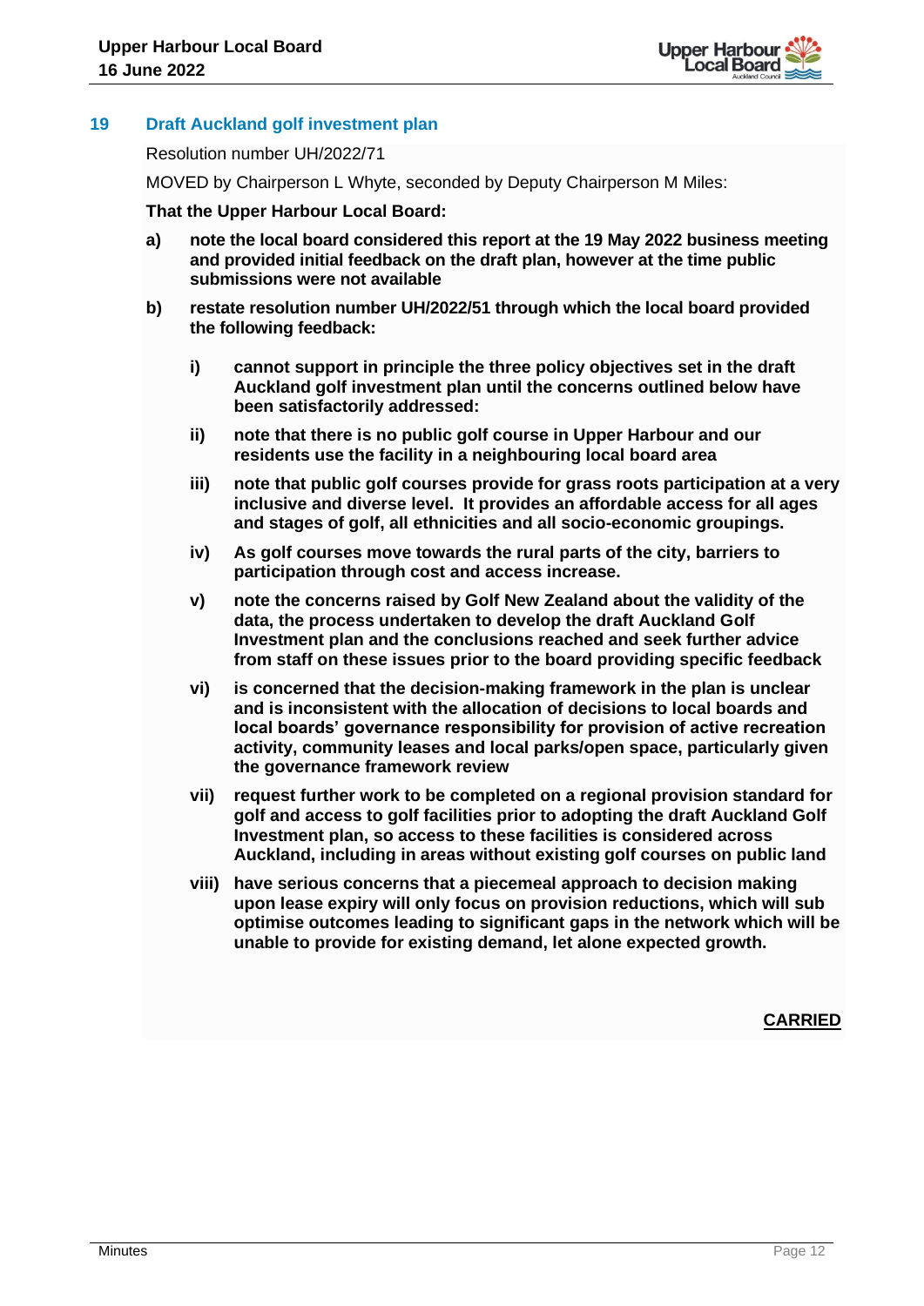## 19 Draft Auckland golf investment plan

Resolution number UH/2022/71

MOVED by Chairperson L Whyte, seconded by Deputy Chairperson M Miles:

**That the Upper Harbour Local Board:**

**a) note the local board considered this report at the 19 May 2022 business meeting and provided initial feedback on the draft plan, however at the time public submissions were not available**

**b) restate resolution number UH/2022/51 through which the local board provided the following feedback:**

**i) cannot support in principle the three policy objectives set in the draft Auckland golf investment plan until the concerns outlined below have been satisfactorily addressed:**

**ii) note that there is no public golf course in Upper Harbour and our residents use the facility in a neighbouring local board area**

**iii) note that public golf courses provide for grass roots participation at a very inclusive and diverse level. It provides an affordable access for all ages and stages of golf, all ethnicities and all socio-economic groupings.**

**iv) As golf courses move towards the rural parts of the city, barriers to participation through cost and access increase.**

**v) note the concerns raised by Golf New Zealand about the validity of the data, the process undertaken to develop the draft Auckland Golf Investment plan and the conclusions reached and seek further advice from staff on these issues prior to the board providing specific feedback**

**vi) is concerned that the decision-making framework in the plan is unclear and is inconsistent with the allocation of decisions to local boards and local boards' governance responsibility for provision of active recreation activity, community leases and local parks/open space, particularly given the governance framework review**

**vii) request further work to be completed on a regional provision standard for golf and access to golf facilities prior to adopting the draft Auckland Golf Investment plan, so access to these facilities is considered across Auckland, including in areas without existing golf courses on public land**

**viii) have serious concerns that a piecemeal approach to decision making upon lease expiry will only focus on provision reductions, which will sub optimise outcomes leading to significant gaps in the network which will be unable to provide for existing demand, let alone expected growth.**

**CARRIED**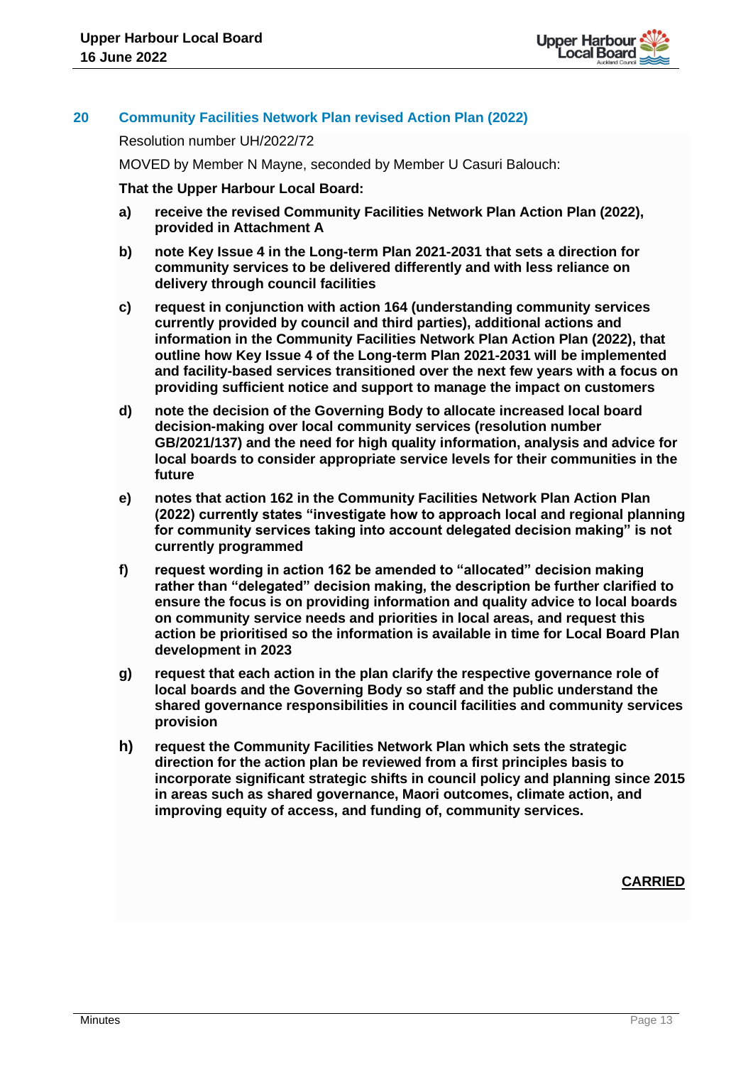## 20 Community Facilities Network Plan revised Action Plan (2022)

Resolution number UH/2022/72

MOVED by Member N Mayne, seconded by Member U Casuri Balouch:

**That the Upper Harbour Local Board:**

**a) receive the revised Community Facilities Network Plan Action Plan (2022), provided in Attachment A**

**b) note Key Issue 4 in the Long-term Plan 2021-2031 that sets a direction for community services to be delivered differently and with less reliance on delivery through council facilities**

**c) request in conjunction with action 164 (understanding community services currently provided by council and third parties), additional actions and information in the Community Facilities Network Plan Action Plan (2022), that outline how Key Issue 4 of the Long-term Plan 2021-2031 will be implemented and facility-based services transitioned over the next few years with a focus on providing sufficient notice and support to manage the impact on customers**

**d) note the decision of the Governing Body to allocate increased local board decision-making over local community services (resolution number GB/2021/137) and the need for high quality information, analysis and advice for local boards to consider appropriate service levels for their communities in the future**

**e) notes that action 162 in the Community Facilities Network Plan Action Plan (2022) currently states "investigate how to approach local and regional planning for community services taking into account delegated decision making" is not currently programmed**

**f) request wording in action 162 be amended to "allocated" decision making rather than "delegated" decision making, the description be further clarified to ensure the focus is on providing information and quality advice to local boards on community service needs and priorities in local areas, and request this action be prioritised so the information is available in time for Local Board Plan development in 2023**

**g) request that each action in the plan clarify the respective governance role of local boards and the Governing Body so staff and the public understand the shared governance responsibilities in council facilities and community services provision**

**h) request the Community Facilities Network Plan which sets the strategic direction for the action plan be reviewed from a first principles basis to incorporate significant strategic shifts in council policy and planning since 2015 in areas such as shared governance, Maori outcomes, climate action, and improving equity of access, and funding of, community services.**

**CARRIED**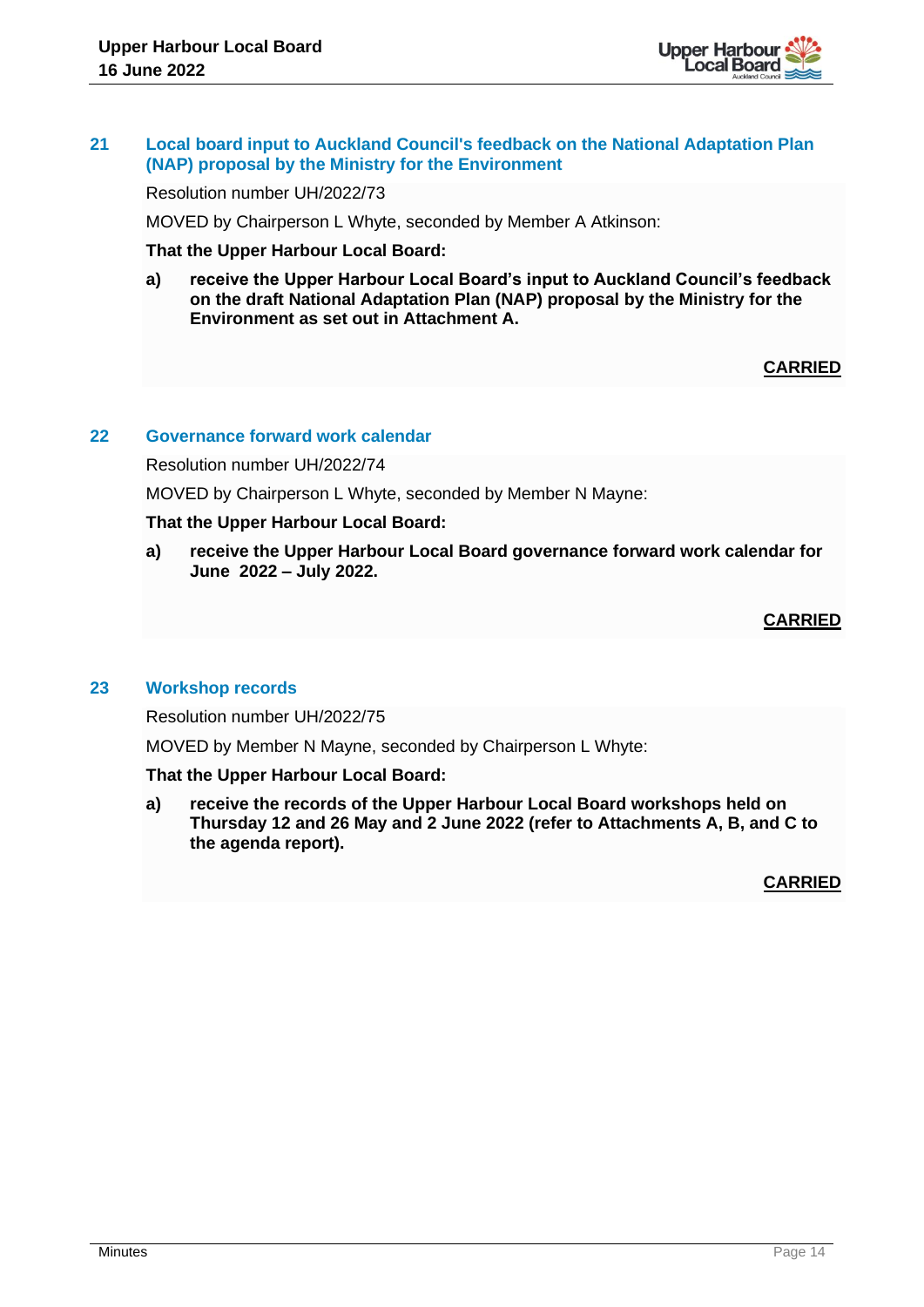## 21 Local board input to Auckland Council's feedback on the National Adaptation Plan (NAP) proposal by the Ministry for the Environment

Resolution number UH/2022/73

MOVED by Chairperson L Whyte, seconded by Member A Atkinson:

**That the Upper Harbour Local Board:**

**a) receive the Upper Harbour Local Board's input to Auckland Council's feedback on the draft National Adaptation Plan (NAP) proposal by the Ministry for the Environment as set out in Attachment A.**

**CARRIED**

## 22 Governance forward work calendar

Resolution number UH/2022/74

MOVED by Chairperson L Whyte, seconded by Member N Mayne:

**That the Upper Harbour Local Board:**

**a) receive the Upper Harbour Local Board governance forward work calendar for June 2022 – July 2022.**

**CARRIED**

## 23 Workshop records

Resolution number UH/2022/75

MOVED by Member N Mayne, seconded by Chairperson L Whyte:

**That the Upper Harbour Local Board:**

**a) receive the records of the Upper Harbour Local Board workshops held on Thursday 12 and 26 May and 2 June 2022 (refer to Attachments A, B, and C to the agenda report).**

**CARRIED**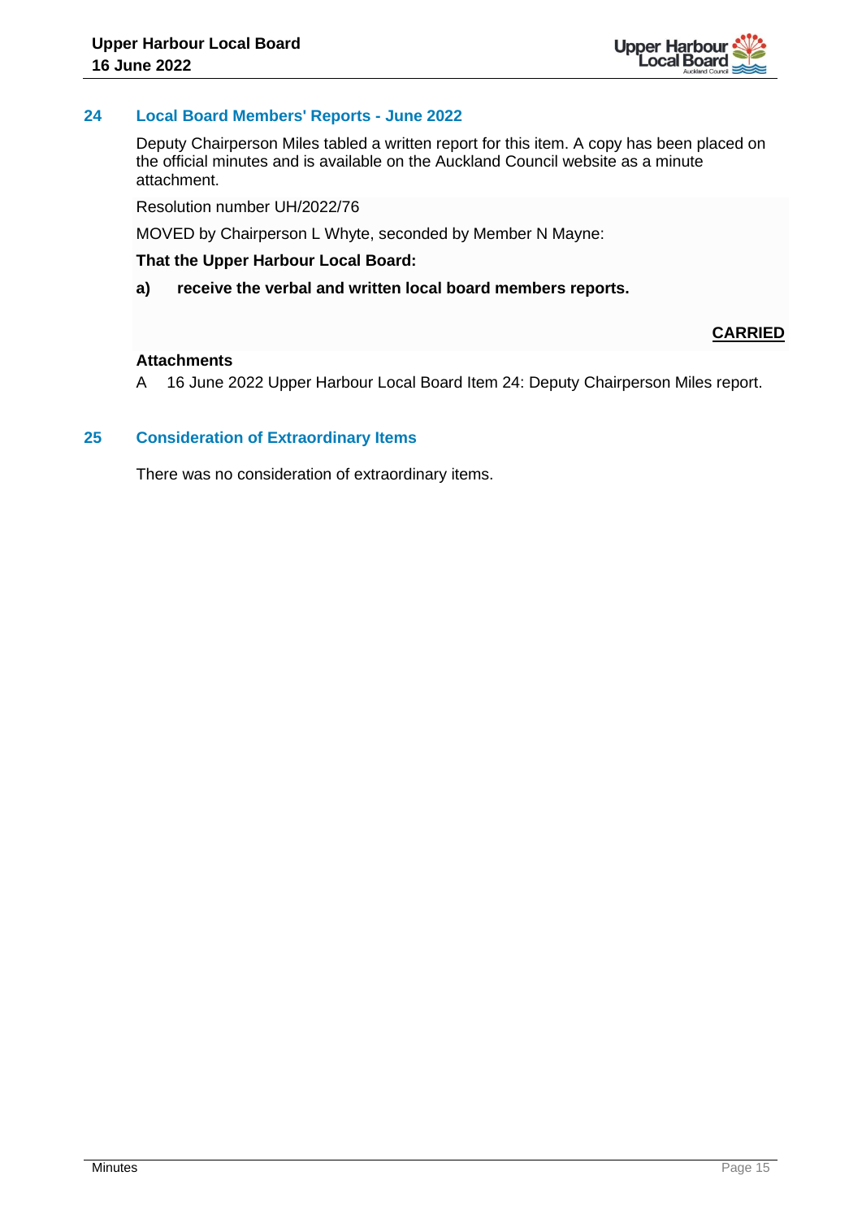## 24 Local Board Members' Reports - June 2022

Deputy Chairperson Miles tabled a written report for this item. A copy has been placed on the official minutes and is available on the Auckland Council website as a minute attachment.

Resolution number UH/2022/76

MOVED by Chairperson L Whyte, seconded by Member N Mayne:

**That the Upper Harbour Local Board:**

**a) receive the verbal and written local board members reports.**

**CARRIED**

**Attachments**

A 16 June 2022 Upper Harbour Local Board Item 24: Deputy Chairperson Miles report.

## 25 Consideration of Extraordinary Items

There was no consideration of extraordinary items.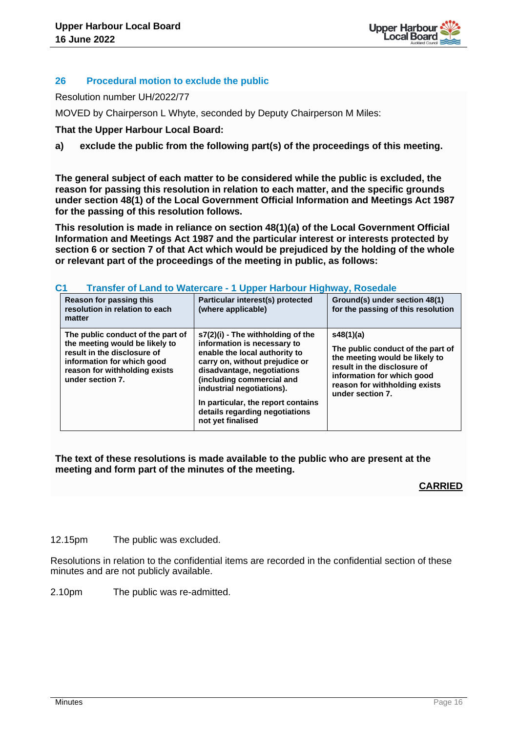## 26 Procedural motion to exclude the public

Resolution number UH/2022/77

MOVED by Chairperson L Whyte, seconded by Deputy Chairperson M Miles:

**That the Upper Harbour Local Board:**

**a) exclude the public from the following part(s) of the proceedings of this meeting.**

**The general subject of each matter to be considered while the public is excluded, the reason for passing this resolution in relation to each matter, and the specific grounds under section 48(1) of the Local Government Official Information and Meetings Act 1987 for the passing of this resolution follows.**

**This resolution is made in reliance on section 48(1)(a) of the Local Government Official Information and Meetings Act 1987 and the particular interest or interests protected by section 6 or section 7 of that Act which would be prejudiced by the holding of the whole or relevant part of the proceedings of the meeting in public, as follows:**

### C1 Transfer of Land to Watercare - 1 Upper Harbour Highway, Rosedale

| Reason for passing this resolution in relation to each matter | Particular interest(s) protected (where applicable) | Ground(s) under section 48(1) for the passing of this resolution |
|---|---|---|
| The public conduct of the part of the meeting would be likely to result in the disclosure of information for which good reason for withholding exists under section 7. | s7(2)(i) - The withholding of the information is necessary to enable the local authority to carry on, without prejudice or disadvantage, negotiations (including commercial and industrial negotiations).<br><br>In particular, the report contains details regarding negotiations not yet finalised | s48(1)(a)<br><br>The public conduct of the part of the meeting would be likely to result in the disclosure of information for which good reason for withholding exists under section 7. |

**The text of these resolutions is made available to the public who are present at the meeting and form part of the minutes of the meeting.**

**CARRIED**

12.15pm The public was excluded.

Resolutions in relation to the confidential items are recorded in the confidential section of these minutes and are not publicly available.

2.10pm The public was re-admitted.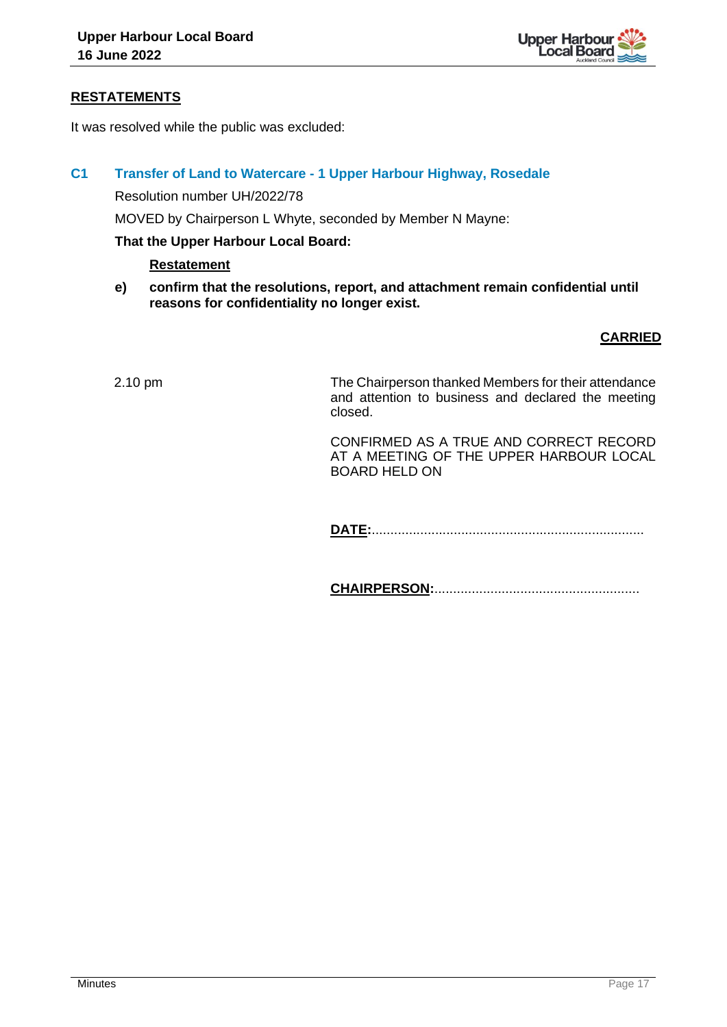## RESTATEMENTS

It was resolved while the public was excluded:

### C1 Transfer of Land to Watercare - 1 Upper Harbour Highway, Rosedale

Resolution number UH/2022/78

MOVED by Chairperson L Whyte, seconded by Member N Mayne:

**That the Upper Harbour Local Board:**

**Restatement**

**e) confirm that the resolutions, report, and attachment remain confidential until reasons for confidentiality no longer exist.**

**CARRIED**

2.10 pm

The Chairperson thanked Members for their attendance and attention to business and declared the meeting closed.

CONFIRMED AS A TRUE AND CORRECT RECORD AT A MEETING OF THE UPPER HARBOUR LOCAL BOARD HELD ON

**DATE:**.........................................................................

**CHAIRPERSON:**.......................................................